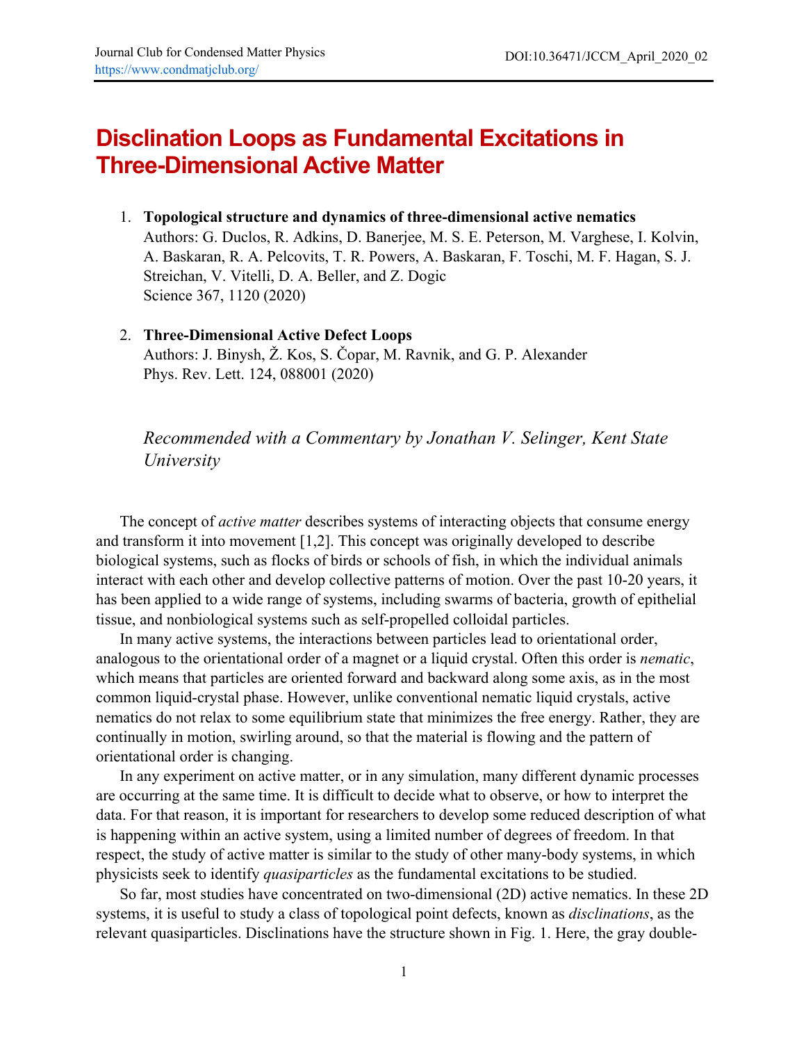# Disclination Loops as Fundamental Excitations in Three-Dimensional Active Matter

1. **Topological structure and dynamics of three-dimensional active nematics**
   Authors: G. Duclos, R. Adkins, D. Banerjee, M. S. E. Peterson, M. Varghese, I. Kolvin, A. Baskaran, R. A. Pelcovits, T. R. Powers, A. Baskaran, F. Toschi, M. F. Hagan, S. J. Streichan, V. Vitelli, D. A. Beller, and Z. Dogic
   Science 367, 1120 (2020)

2. **Three-Dimensional Active Defect Loops**
   Authors: J. Binysh, Ž. Kos, S. Čopar, M. Ravnik, and G. P. Alexander
   Phys. Rev. Lett. 124, 088001 (2020)

*Recommended with a Commentary by Jonathan V. Selinger, Kent State University*

The concept of *active matter* describes systems of interacting objects that consume energy and transform it into movement [1,2]. This concept was originally developed to describe biological systems, such as flocks of birds or schools of fish, in which the individual animals interact with each other and develop collective patterns of motion. Over the past 10-20 years, it has been applied to a wide range of systems, including swarms of bacteria, growth of epithelial tissue, and nonbiological systems such as self-propelled colloidal particles.

In many active systems, the interactions between particles lead to orientational order, analogous to the orientational order of a magnet or a liquid crystal. Often this order is *nematic*, which means that particles are oriented forward and backward along some axis, as in the most common liquid-crystal phase. However, unlike conventional nematic liquid crystals, active nematics do not relax to some equilibrium state that minimizes the free energy. Rather, they are continually in motion, swirling around, so that the material is flowing and the pattern of orientational order is changing.

In any experiment on active matter, or in any simulation, many different dynamic processes are occurring at the same time. It is difficult to decide what to observe, or how to interpret the data. For that reason, it is important for researchers to develop some reduced description of what is happening within an active system, using a limited number of degrees of freedom. In that respect, the study of active matter is similar to the study of other many-body systems, in which physicists seek to identify *quasiparticles* as the fundamental excitations to be studied.

So far, most studies have concentrated on two-dimensional (2D) active nematics. In these 2D systems, it is useful to study a class of topological point defects, known as *disclinations*, as the relevant quasiparticles. Disclinations have the structure shown in Fig. 1. Here, the gray double-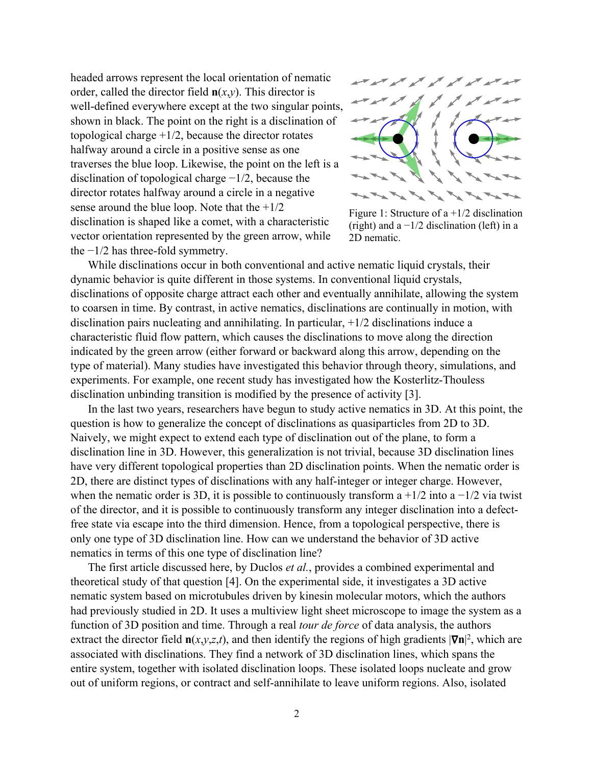headed arrows represent the local orientation of nematic order, called the director field $\mathbf{n}(x,y)$. This director is well-defined everywhere except at the two singular points, shown in black. The point on the right is a disclination of topological charge +1/2, because the director rotates halfway around a circle in a positive sense as one traverses the blue loop. Likewise, the point on the left is a disclination of topological charge −1/2, because the director rotates halfway around a circle in a negative sense around the blue loop. Note that the +1/2 disclination is shaped like a comet, with a characteristic vector orientation represented by the green arrow, while the −1/2 has three-fold symmetry.

Figure 1: Structure of a +1/2 disclination (right) and a −1/2 disclination (left) in a 2D nematic.

While disclinations occur in both conventional and active nematic liquid crystals, their dynamic behavior is quite different in those systems. In conventional liquid crystals, disclinations of opposite charge attract each other and eventually annihilate, allowing the system to coarsen in time. By contrast, in active nematics, disclinations are continually in motion, with disclination pairs nucleating and annihilating. In particular, +1/2 disclinations induce a characteristic fluid flow pattern, which causes the disclinations to move along the direction indicated by the green arrow (either forward or backward along this arrow, depending on the type of material). Many studies have investigated this behavior through theory, simulations, and experiments. For example, one recent study has investigated how the Kosterlitz-Thouless disclination unbinding transition is modified by the presence of activity [3].

In the last two years, researchers have begun to study active nematics in 3D. At this point, the question is how to generalize the concept of disclinations as quasiparticles from 2D to 3D. Naively, we might expect to extend each type of disclination out of the plane, to form a disclination line in 3D. However, this generalization is not trivial, because 3D disclination lines have very different topological properties than 2D disclination points. When the nematic order is 2D, there are distinct types of disclinations with any half-integer or integer charge. However, when the nematic order is 3D, it is possible to continuously transform a +1/2 into a −1/2 via twist of the director, and it is possible to continuously transform any integer disclination into a defect-free state via escape into the third dimension. Hence, from a topological perspective, there is only one type of 3D disclination line. How can we understand the behavior of 3D active nematics in terms of this one type of disclination line?

The first article discussed here, by Duclos *et al.*, provides a combined experimental and theoretical study of that question [4]. On the experimental side, it investigates a 3D active nematic system based on microtubules driven by kinesin molecular motors, which the authors had previously studied in 2D. It uses a multiview light sheet microscope to image the system as a function of 3D position and time. Through a real *tour de force* of data analysis, the authors extract the director field $\mathbf{n}(x,y,z,t)$, and then identify the regions of high gradients $|\nabla\mathbf{n}|^2$, which are associated with disclinations. They find a network of 3D disclination lines, which spans the entire system, together with isolated disclination loops. These isolated loops nucleate and grow out of uniform regions, or contract and self-annihilate to leave uniform regions. Also, isolated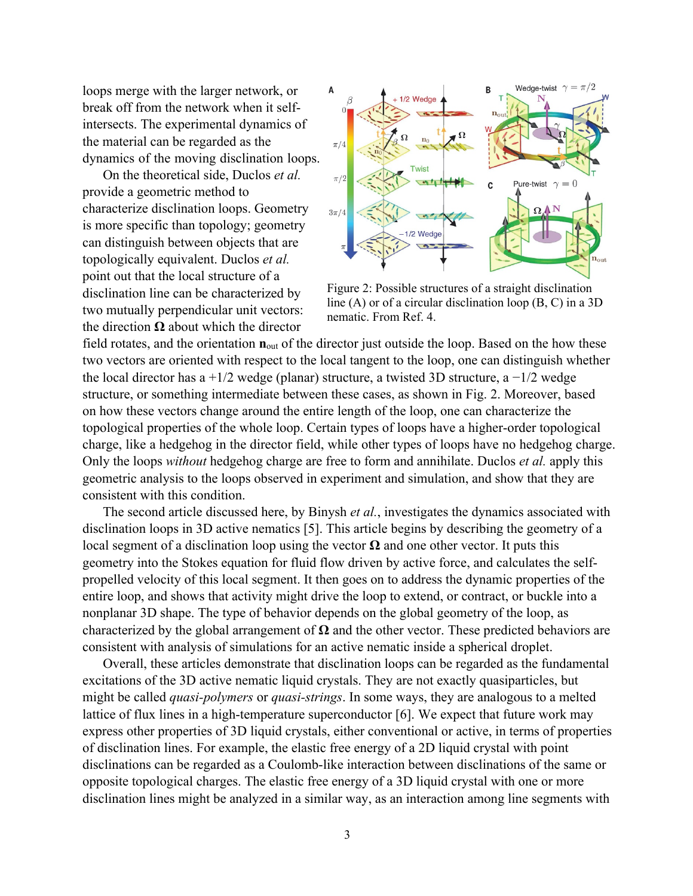loops merge with the larger network, or break off from the network when it self-intersects. The experimental dynamics of the material can be regarded as the dynamics of the moving disclination loops.

On the theoretical side, Duclos *et al.* provide a geometric method to characterize disclination loops. Geometry is more specific than topology; geometry can distinguish between objects that are topologically equivalent. Duclos *et al.* point out that the local structure of a disclination line can be characterized by two mutually perpendicular unit vectors: the direction $\mathbf{\Omega}$ about which the director field rotates, and the orientation $\mathbf{n}_{\text{out}}$ of the director just outside the loop. Based on the how these two vectors are oriented with respect to the local tangent to the loop, one can distinguish whether the local director has a +1/2 wedge (planar) structure, a twisted 3D structure, a −1/2 wedge structure, or something intermediate between these cases, as shown in Fig. 2. Moreover, based on how these vectors change around the entire length of the loop, one can characterize the topological properties of the whole loop. Certain types of loops have a higher-order topological charge, like a hedgehog in the director field, while other types of loops have no hedgehog charge. Only the loops *without* hedgehog charge are free to form and annihilate. Duclos *et al.* apply this geometric analysis to the loops observed in experiment and simulation, and show that they are consistent with this condition.

Figure 2: Possible structures of a straight disclination line (A) or of a circular disclination loop (B, C) in a 3D nematic. From Ref. 4.

The second article discussed here, by Binysh *et al.*, investigates the dynamics associated with disclination loops in 3D active nematics [5]. This article begins by describing the geometry of a local segment of a disclination loop using the vector $\mathbf{\Omega}$ and one other vector. It puts this geometry into the Stokes equation for fluid flow driven by active force, and calculates the self-propelled velocity of this local segment. It then goes on to address the dynamic properties of the entire loop, and shows that activity might drive the loop to extend, or contract, or buckle into a nonplanar 3D shape. The type of behavior depends on the global geometry of the loop, as characterized by the global arrangement of $\mathbf{\Omega}$ and the other vector. These predicted behaviors are consistent with analysis of simulations for an active nematic inside a spherical droplet.

Overall, these articles demonstrate that disclination loops can be regarded as the fundamental excitations of the 3D active nematic liquid crystals. They are not exactly quasiparticles, but might be called *quasi-polymers* or *quasi-strings*. In some ways, they are analogous to a melted lattice of flux lines in a high-temperature superconductor [6]. We expect that future work may express other properties of 3D liquid crystals, either conventional or active, in terms of properties of disclination lines. For example, the elastic free energy of a 2D liquid crystal with point disclinations can be regarded as a Coulomb-like interaction between disclinations of the same or opposite topological charges. The elastic free energy of a 3D liquid crystal with one or more disclination lines might be analyzed in a similar way, as an interaction among line segments with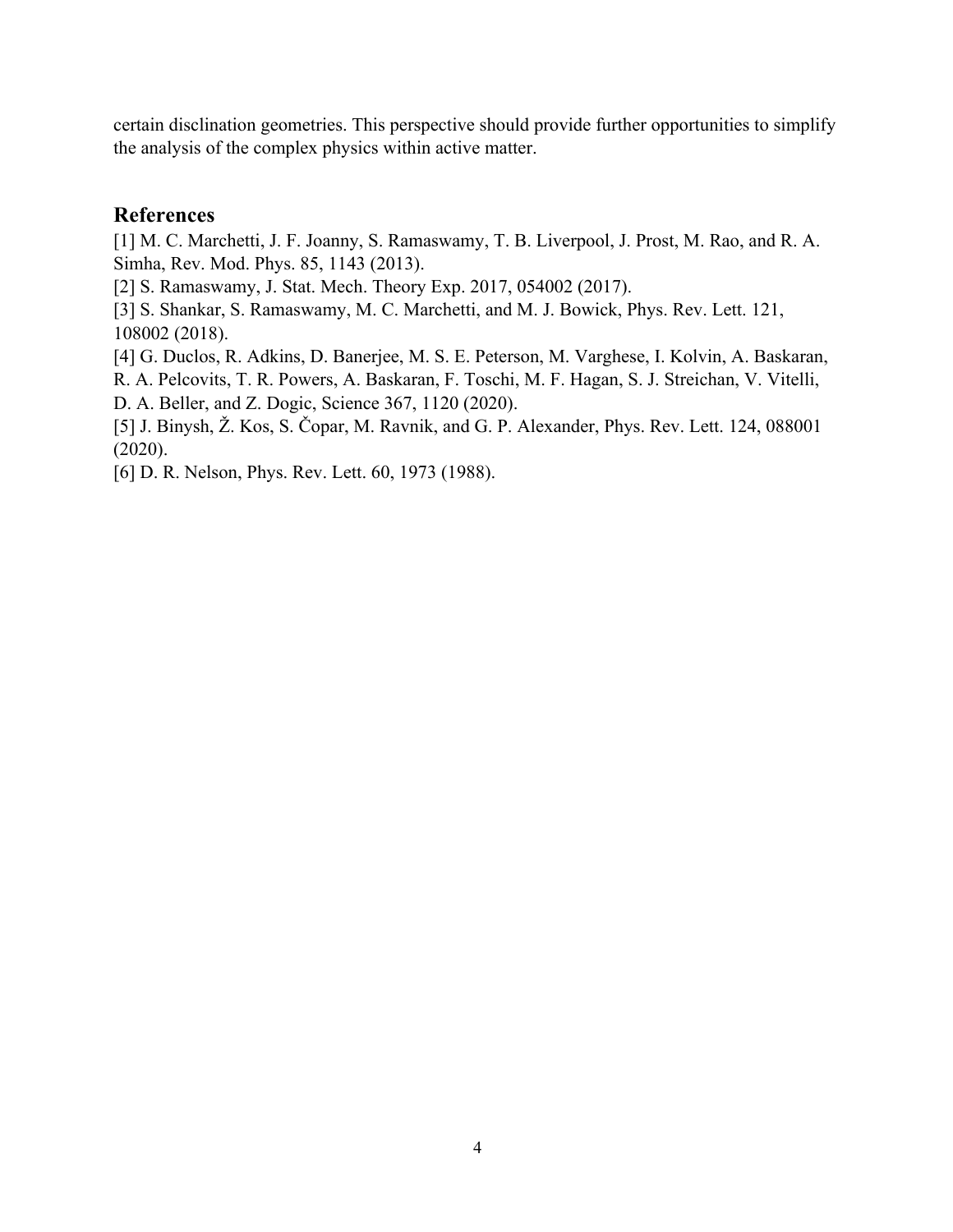certain disclination geometries. This perspective should provide further opportunities to simplify the analysis of the complex physics within active matter.

## References

[1] M. C. Marchetti, J. F. Joanny, S. Ramaswamy, T. B. Liverpool, J. Prost, M. Rao, and R. A. Simha, Rev. Mod. Phys. 85, 1143 (2013).

[2] S. Ramaswamy, J. Stat. Mech. Theory Exp. 2017, 054002 (2017).

[3] S. Shankar, S. Ramaswamy, M. C. Marchetti, and M. J. Bowick, Phys. Rev. Lett. 121, 108002 (2018).

[4] G. Duclos, R. Adkins, D. Banerjee, M. S. E. Peterson, M. Varghese, I. Kolvin, A. Baskaran, R. A. Pelcovits, T. R. Powers, A. Baskaran, F. Toschi, M. F. Hagan, S. J. Streichan, V. Vitelli, D. A. Beller, and Z. Dogic, Science 367, 1120 (2020).

[5] J. Binysh, Ž. Kos, S. Čopar, M. Ravnik, and G. P. Alexander, Phys. Rev. Lett. 124, 088001 (2020).

[6] D. R. Nelson, Phys. Rev. Lett. 60, 1973 (1988).